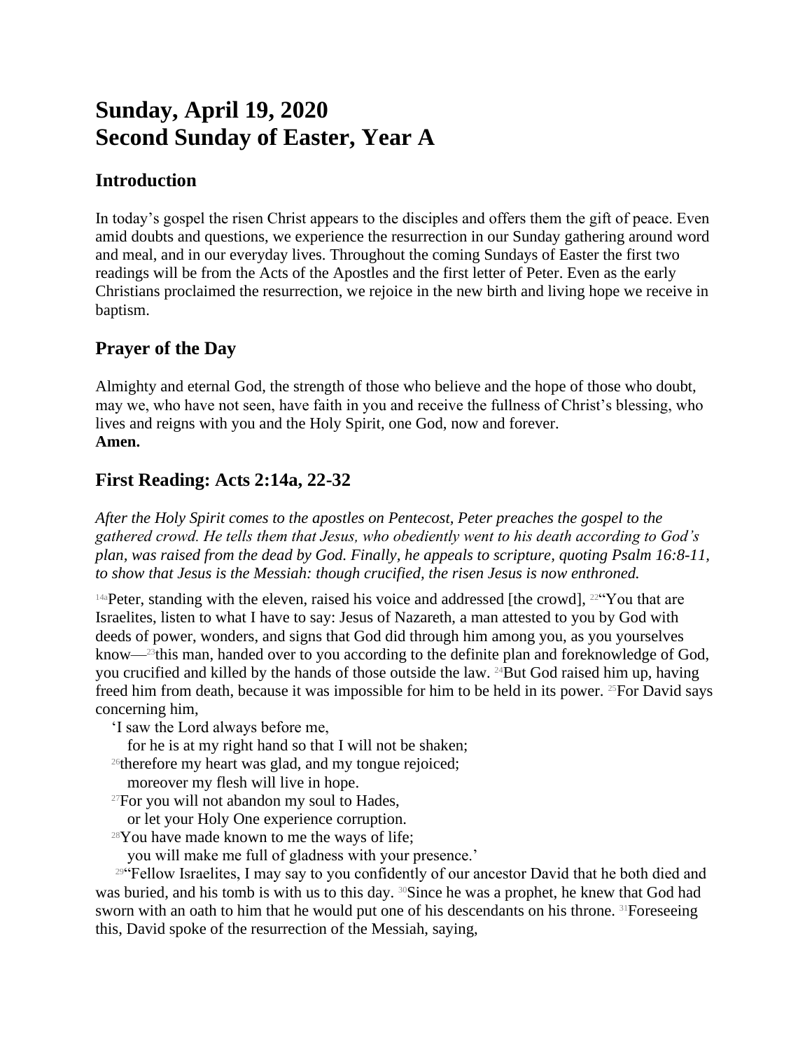# Sunday, April 19, 2020
# Second Sunday of Easter, Year A

## Introduction

In today's gospel the risen Christ appears to the disciples and offers them the gift of peace. Even amid doubts and questions, we experience the resurrection in our Sunday gathering around word and meal, and in our everyday lives. Throughout the coming Sundays of Easter the first two readings will be from the Acts of the Apostles and the first letter of Peter. Even as the early Christians proclaimed the resurrection, we rejoice in the new birth and living hope we receive in baptism.

## Prayer of the Day

Almighty and eternal God, the strength of those who believe and the hope of those who doubt, may we, who have not seen, have faith in you and receive the fullness of Christ's blessing, who lives and reigns with you and the Holy Spirit, one God, now and forever.
**Amen.**

## First Reading: Acts 2:14a, 22-32

*After the Holy Spirit comes to the apostles on Pentecost, Peter preaches the gospel to the gathered crowd. He tells them that Jesus, who obediently went to his death according to God's plan, was raised from the dead by God. Finally, he appeals to scripture, quoting Psalm 16:8-11, to show that Jesus is the Messiah: though crucified, the risen Jesus is now enthroned.*

[14a]Peter, standing with the eleven, raised his voice and addressed [the crowd], [22]"You that are Israelites, listen to what I have to say: Jesus of Nazareth, a man attested to you by God with deeds of power, wonders, and signs that God did through him among you, as you yourselves know—[23]this man, handed over to you according to the definite plan and foreknowledge of God, you crucified and killed by the hands of those outside the law. [24]But God raised him up, having freed him from death, because it was impossible for him to be held in its power. [25]For David says concerning him,

'I saw the Lord always before me,
for he is at my right hand so that I will not be shaken;
[26]therefore my heart was glad, and my tongue rejoiced;
moreover my flesh will live in hope.
[27]For you will not abandon my soul to Hades,
or let your Holy One experience corruption.
[28]You have made known to me the ways of life;
you will make me full of gladness with your presence.'

[29]"Fellow Israelites, I may say to you confidently of our ancestor David that he both died and was buried, and his tomb is with us to this day. [30]Since he was a prophet, he knew that God had sworn with an oath to him that he would put one of his descendants on his throne. [31]Foreseeing this, David spoke of the resurrection of the Messiah, saying,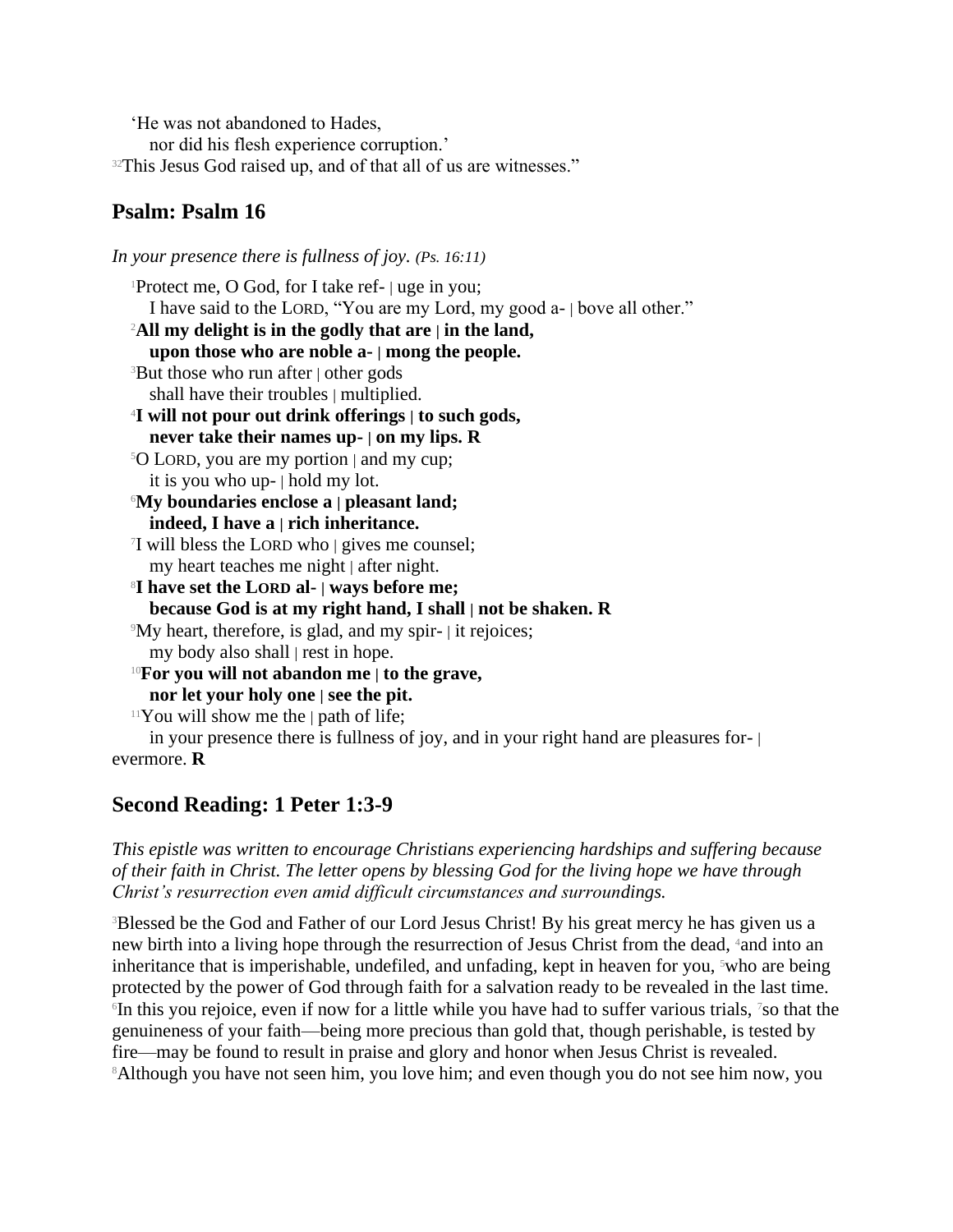'He was not abandoned to Hades,
nor did his flesh experience corruption.'
[32]This Jesus God raised up, and of that all of us are witnesses."

## Psalm: Psalm 16

*In your presence there is fullness of joy. (Ps. 16:11)*

[1]Protect me, O God, for I take ref- | uge in you;
I have said to the LORD, "You are my Lord, my good a- | bove all other."
[2]**All my delight is in the godly that are | in the land,**
**upon those who are noble a- | mong the people.**
[3]But those who run after | other gods
shall have their troubles | multiplied.
[4]**I will not pour out drink offerings | to such gods,**
**never take their names up- | on my lips. R**
[5]O LORD, you are my portion | and my cup;
it is you who up- | hold my lot.
[6]**My boundaries enclose a | pleasant land;**
**indeed, I have a | rich inheritance.**
[7]I will bless the LORD who | gives me counsel;
my heart teaches me night | after night.
[8]**I have set the LORD al- | ways before me;**
**because God is at my right hand, I shall | not be shaken. R**
[9]My heart, therefore, is glad, and my spir- | it rejoices;
my body also shall | rest in hope.
[10]**For you will not abandon me | to the grave,**
**nor let your holy one | see the pit.**
[11]You will show me the | path of life;
in your presence there is fullness of joy, and in your right hand are pleasures for- | evermore. **R**

## Second Reading: 1 Peter 1:3-9

*This epistle was written to encourage Christians experiencing hardships and suffering because of their faith in Christ. The letter opens by blessing God for the living hope we have through Christ's resurrection even amid difficult circumstances and surroundings.*

[3]Blessed be the God and Father of our Lord Jesus Christ! By his great mercy he has given us a new birth into a living hope through the resurrection of Jesus Christ from the dead, [4]and into an inheritance that is imperishable, undefiled, and unfading, kept in heaven for you, [5]who are being protected by the power of God through faith for a salvation ready to be revealed in the last time. [6]In this you rejoice, even if now for a little while you have had to suffer various trials, [7]so that the genuineness of your faith—being more precious than gold that, though perishable, is tested by fire—may be found to result in praise and glory and honor when Jesus Christ is revealed. [8]Although you have not seen him, you love him; and even though you do not see him now, you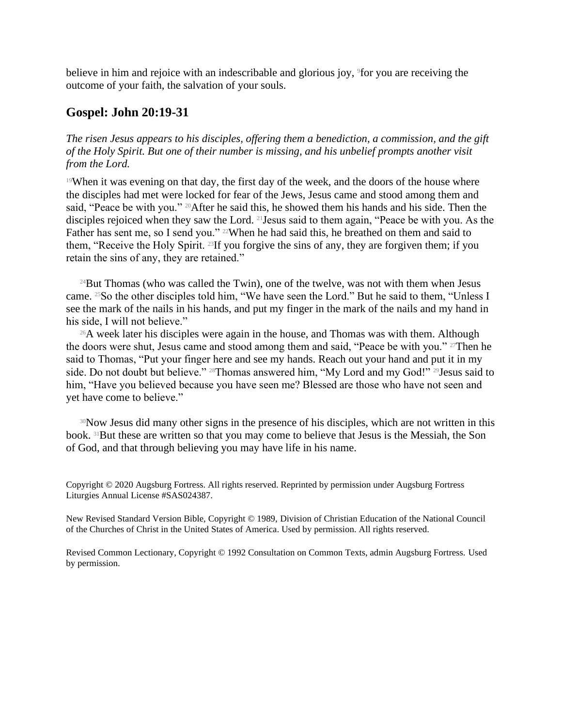believe in him and rejoice with an indescribable and glorious joy, [9]for you are receiving the outcome of your faith, the salvation of your souls.

## Gospel: John 20:19-31

*The risen Jesus appears to his disciples, offering them a benediction, a commission, and the gift of the Holy Spirit. But one of their number is missing, and his unbelief prompts another visit from the Lord.*

[19]When it was evening on that day, the first day of the week, and the doors of the house where the disciples had met were locked for fear of the Jews, Jesus came and stood among them and said, "Peace be with you." [20]After he said this, he showed them his hands and his side. Then the disciples rejoiced when they saw the Lord. [21]Jesus said to them again, "Peace be with you. As the Father has sent me, so I send you." [22]When he had said this, he breathed on them and said to them, "Receive the Holy Spirit. [23]If you forgive the sins of any, they are forgiven them; if you retain the sins of any, they are retained."

[24]But Thomas (who was called the Twin), one of the twelve, was not with them when Jesus came. [25]So the other disciples told him, "We have seen the Lord." But he said to them, "Unless I see the mark of the nails in his hands, and put my finger in the mark of the nails and my hand in his side, I will not believe."

[26]A week later his disciples were again in the house, and Thomas was with them. Although the doors were shut, Jesus came and stood among them and said, "Peace be with you." [27]Then he said to Thomas, "Put your finger here and see my hands. Reach out your hand and put it in my side. Do not doubt but believe." [28]Thomas answered him, "My Lord and my God!" [29]Jesus said to him, "Have you believed because you have seen me? Blessed are those who have not seen and yet have come to believe."

[30]Now Jesus did many other signs in the presence of his disciples, which are not written in this book. [31]But these are written so that you may come to believe that Jesus is the Messiah, the Son of God, and that through believing you may have life in his name.

Copyright © 2020 Augsburg Fortress. All rights reserved. Reprinted by permission under Augsburg Fortress Liturgies Annual License #SAS024387.

New Revised Standard Version Bible, Copyright © 1989, Division of Christian Education of the National Council of the Churches of Christ in the United States of America. Used by permission. All rights reserved.

Revised Common Lectionary, Copyright © 1992 Consultation on Common Texts, admin Augsburg Fortress. Used by permission.